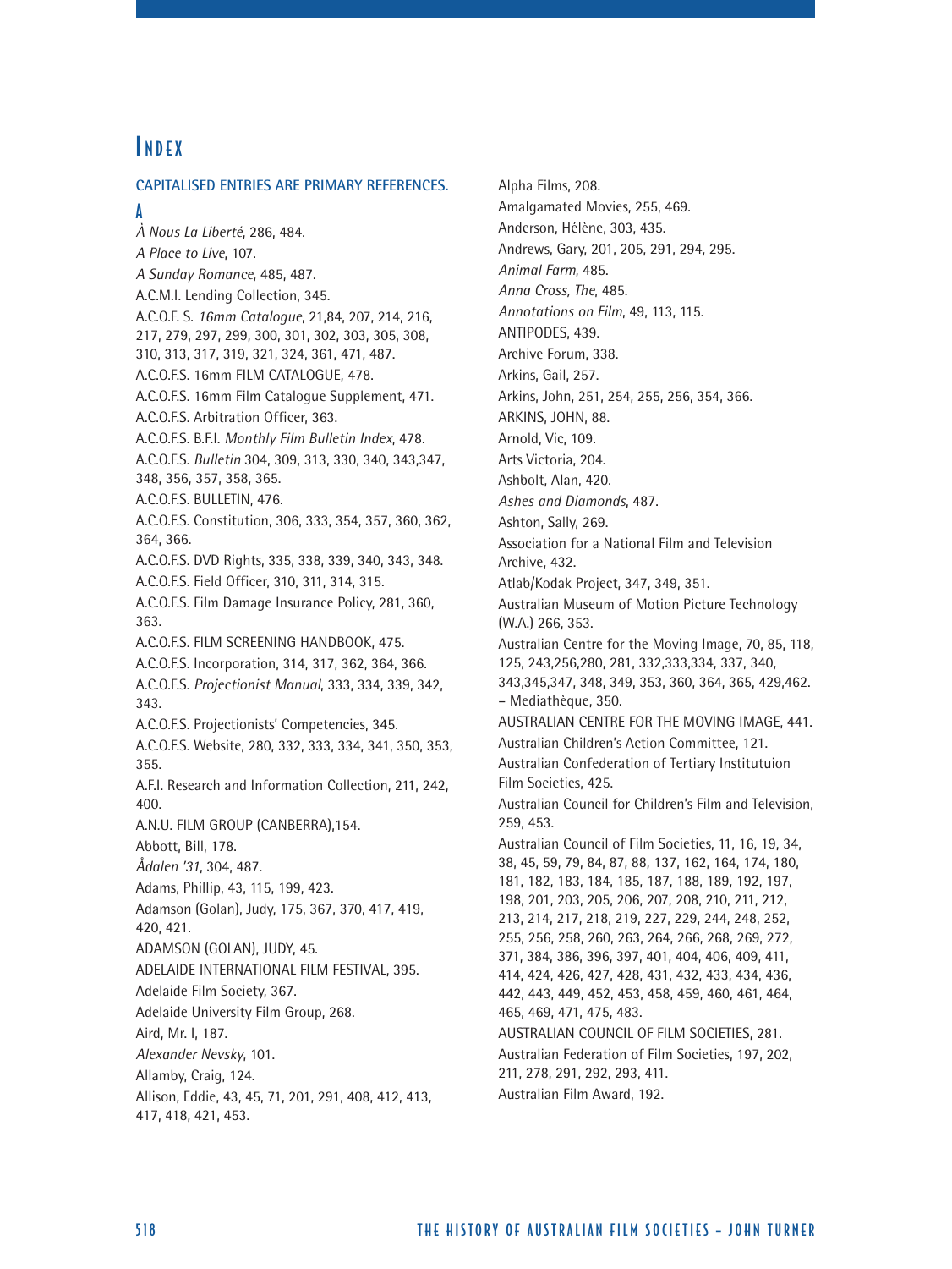# Index

CAPITALISED ENTRIES ARE PRIMARY REFERENCES.

## A

*À Nous La Liberté*, 286, 484.
*A Place to Live*, 107.
*A Sunday Romance*, 485, 487.
A.C.M.I. Lending Collection, 345.
A.C.O.F. S. *16mm Catalogue*, 21,84, 207, 214, 216, 217, 279, 297, 299, 300, 301, 302, 303, 305, 308, 310, 313, 317, 319, 321, 324, 361, 471, 487.
A.C.O.F.S. 16mm FILM CATALOGUE, 478.
A.C.O.F.S. 16mm Film Catalogue Supplement, 471.
A.C.O.F.S. Arbitration Officer, 363.
A.C.O.F.S. B.F.I. *Monthly Film Bulletin Index*, 478.
A.C.O.F.S. *Bulletin* 304, 309, 313, 330, 340, 343,347, 348, 356, 357, 358, 365.
A.C.O.F.S. BULLETIN, 476.
A.C.O.F.S. Constitution, 306, 333, 354, 357, 360, 362, 364, 366.
A.C.O.F.S. DVD Rights, 335, 338, 339, 340, 343, 348.
A.C.O.F.S. Field Officer, 310, 311, 314, 315.
A.C.O.F.S. Film Damage Insurance Policy, 281, 360, 363.
A.C.O.F.S. FILM SCREENING HANDBOOK, 475.
A.C.O.F.S. Incorporation, 314, 317, 362, 364, 366.
A.C.O.F.S. *Projectionist Manual*, 333, 334, 339, 342, 343.
A.C.O.F.S. Projectionists' Competencies, 345.
A.C.O.F.S. Website, 280, 332, 333, 334, 341, 350, 353, 355.
A.F.I. Research and Information Collection, 211, 242, 400.
A.N.U. FILM GROUP (CANBERRA),154.
Abbott, Bill, 178.
*Ådalen '31*, 304, 487.
Adams, Phillip, 43, 115, 199, 423.
Adamson (Golan), Judy, 175, 367, 370, 417, 419, 420, 421.
ADAMSON (GOLAN), JUDY, 45.
ADELAIDE INTERNATIONAL FILM FESTIVAL, 395.
Adelaide Film Society, 367.
Adelaide University Film Group, 268.
Aird, Mr. I, 187.
*Alexander Nevsky*, 101.
Allamby, Craig, 124.
Allison, Eddie, 43, 45, 71, 201, 291, 408, 412, 413, 417, 418, 421, 453.
Alpha Films, 208.
Amalgamated Movies, 255, 469.
Anderson, Hélène, 303, 435.
Andrews, Gary, 201, 205, 291, 294, 295.
*Animal Farm*, 485.
*Anna Cross, The*, 485.
*Annotations on Film*, 49, 113, 115.
ANTIPODES, 439.
Archive Forum, 338.
Arkins, Gail, 257.
Arkins, John, 251, 254, 255, 256, 354, 366.
ARKINS, JOHN, 88.
Arnold, Vic, 109.
Arts Victoria, 204.
Ashbolt, Alan, 420.
*Ashes and Diamonds*, 487.
Ashton, Sally, 269.
Association for a National Film and Television Archive, 432.
Atlab/Kodak Project, 347, 349, 351.
Australian Museum of Motion Picture Technology (W.A.) 266, 353.
Australian Centre for the Moving Image, 70, 85, 118, 125, 243,256,280, 281, 332,333,334, 337, 340, 343,345,347, 348, 349, 353, 360, 364, 365, 429,462.
– Mediathèque, 350.
AUSTRALIAN CENTRE FOR THE MOVING IMAGE, 441.
Australian Children's Action Committee, 121.
Australian Confederation of Tertiary Institutuion Film Societies, 425.
Australian Council for Children's Film and Television, 259, 453.
Australian Council of Film Societies, 11, 16, 19, 34, 38, 45, 59, 79, 84, 87, 88, 137, 162, 164, 174, 180, 181, 182, 183, 184, 185, 187, 188, 189, 192, 197, 198, 201, 203, 205, 206, 207, 208, 210, 211, 212, 213, 214, 217, 218, 219, 227, 229, 244, 248, 252, 255, 256, 258, 260, 263, 264, 266, 268, 269, 272, 371, 384, 386, 396, 397, 401, 404, 406, 409, 411, 414, 424, 426, 427, 428, 431, 432, 433, 434, 436, 442, 443, 449, 452, 453, 458, 459, 460, 461, 464, 465, 469, 471, 475, 483.
AUSTRALIAN COUNCIL OF FILM SOCIETIES, 281.
Australian Federation of Film Societies, 197, 202, 211, 278, 291, 292, 293, 411.
Australian Film Award, 192.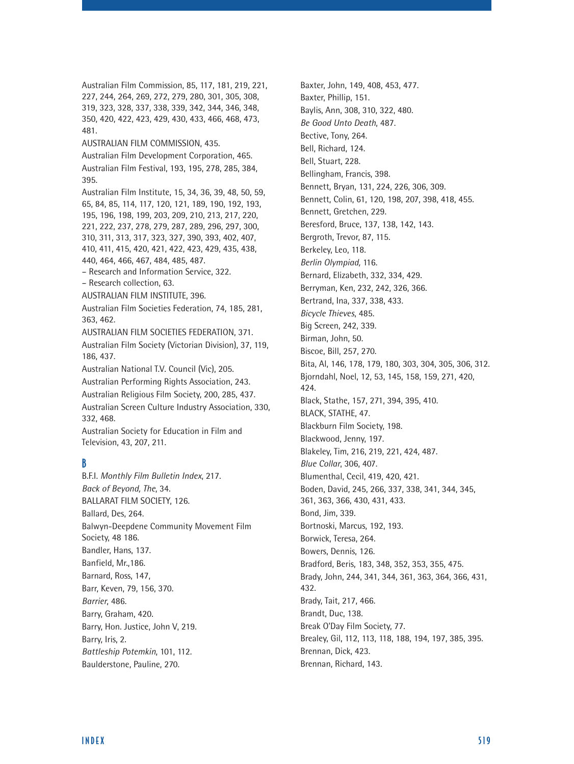Australian Film Commission, 85, 117, 181, 219, 221, 227, 244, 264, 269, 272, 279, 280, 301, 305, 308, 319, 323, 328, 337, 338, 339, 342, 344, 346, 348, 350, 420, 422, 423, 429, 430, 433, 466, 468, 473, 481.

AUSTRALIAN FILM COMMISSION, 435.

Australian Film Development Corporation, 465.

Australian Film Festival, 193, 195, 278, 285, 384, 395.

Australian Film Institute, 15, 34, 36, 39, 48, 50, 59, 65, 84, 85, 114, 117, 120, 121, 189, 190, 192, 193, 195, 196, 198, 199, 203, 209, 210, 213, 217, 220, 221, 222, 237, 278, 279, 287, 289, 296, 297, 300, 310, 311, 313, 317, 323, 327, 390, 393, 402, 407, 410, 411, 415, 420, 421, 422, 423, 429, 435, 438, 440, 464, 466, 467, 484, 485, 487.

– Research and Information Service, 322.

– Research collection, 63.

AUSTRALIAN FILM INSTITUTE, 396.

Australian Film Societies Federation, 74, 185, 281, 363, 462.

AUSTRALIAN FILM SOCIETIES FEDERATION, 371.

Australian Film Society (Victorian Division), 37, 119, 186, 437.

Australian National T.V. Council (Vic), 205.

Australian Performing Rights Association, 243.

Australian Religious Film Society, 200, 285, 437.

Australian Screen Culture Industry Association, 330, 332, 468.

Australian Society for Education in Film and Television, 43, 207, 211.

## B

B.F.I. *Monthly Film Bulletin Index*, 217.

*Back of Beyond, The*, 34.

BALLARAT FILM SOCIETY, 126.

Ballard, Des, 264.

Balwyn-Deepdene Community Movement Film Society, 48 186.

Bandler, Hans, 137.

Banfield, Mr.,186.

Barnard, Ross, 147,

Barr, Keven, 79, 156, 370.

*Barrier*, 486.

Barry, Graham, 420.

Barry, Hon. Justice, John V, 219.

Barry, Iris, 2.

*Battleship Potemkin*, 101, 112.

Baulderstone, Pauline, 270.

Baxter, John, 149, 408, 453, 477.

Baxter, Phillip, 151.

Baylis, Ann, 308, 310, 322, 480.

*Be Good Unto Death*, 487.

Bective, Tony, 264.

Bell, Richard, 124.

Bell, Stuart, 228.

Bellingham, Francis, 398.

Bennett, Bryan, 131, 224, 226, 306, 309.

Bennett, Colin, 61, 120, 198, 207, 398, 418, 455.

Bennett, Gretchen, 229.

Beresford, Bruce, 137, 138, 142, 143.

Bergroth, Trevor, 87, 115.

Berkeley, Leo, 118.

*Berlin Olympiad,* 116.

Bernard, Elizabeth, 332, 334, 429.

Berryman, Ken, 232, 242, 326, 366.

Bertrand, Ina, 337, 338, 433.

*Bicycle Thieves*, 485.

Big Screen, 242, 339.

Birman, John, 50.

Biscoe, Bill, 257, 270.

Bita, Al, 146, 178, 179, 180, 303, 304, 305, 306, 312.

Bjorndahl, Noel, 12, 53, 145, 158, 159, 271, 420, 424.

Black, Stathe, 157, 271, 394, 395, 410.

BLACK, STATHE, 47.

Blackburn Film Society, 198.

Blackwood, Jenny, 197.

Blakeley, Tim, 216, 219, 221, 424, 487.

*Blue Collar*, 306, 407.

Blumenthal, Cecil, 419, 420, 421.

Boden, David, 245, 266, 337, 338, 341, 344, 345, 361, 363, 366, 430, 431, 433.

Bond, Jim, 339.

Bortnoski, Marcus, 192, 193.

Borwick, Teresa, 264.

Bowers, Dennis, 126.

Bradford, Beris, 183, 348, 352, 353, 355, 475.

Brady, John, 244, 341, 344, 361, 363, 364, 366, 431, 432.

Brady, Tait, 217, 466.

Brandt, Duc, 138.

Break O'Day Film Society, 77.

Brealey, Gil, 112, 113, 118, 188, 194, 197, 385, 395.

Brennan, Dick, 423.

Brennan, Richard, 143.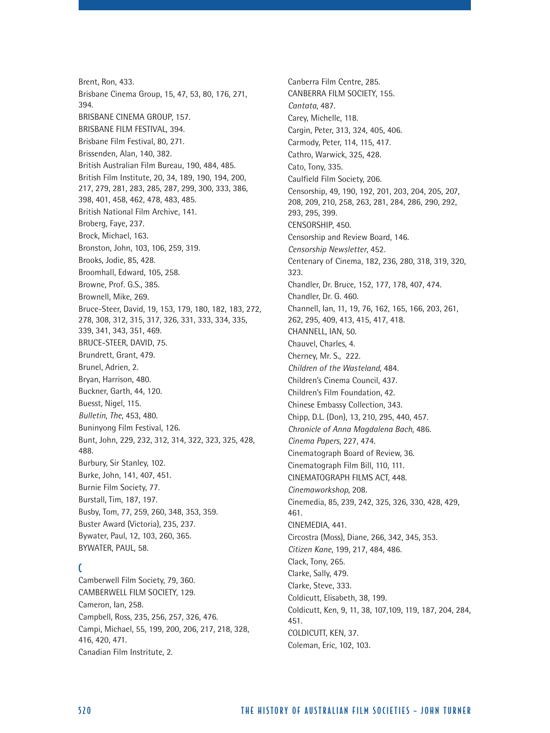Brent, Ron, 433.
Brisbane Cinema Group, 15, 47, 53, 80, 176, 271, 394.
BRISBANE CINEMA GROUP, 157.
BRISBANE FILM FESTIVAL, 394.
Brisbane Film Festival, 80, 271.
Brissenden, Alan, 140, 382.
British Australian Film Bureau, 190, 484, 485.
British Film Institute, 20, 34, 189, 190, 194, 200, 217, 279, 281, 283, 285, 287, 299, 300, 333, 386, 398, 401, 458, 462, 478, 483, 485.
British National Film Archive, 141.
Broberg, Faye, 237.
Brock, Michael, 163.
Bronston, John, 103, 106, 259, 319.
Brooks, Jodie, 85, 428.
Broomhall, Edward, 105, 258.
Browne, Prof. G.S., 385.
Brownell, Mike, 269.
Bruce-Steer, David, 19, 153, 179, 180, 182, 183, 272, 278, 308, 312, 315, 317, 326, 331, 333, 334, 335, 339, 341, 343, 351, 469.
BRUCE-STEER, DAVID, 75.
Brundrett, Grant, 479.
Brunel, Adrien, 2.
Bryan, Harrison, 480.
Buckner, Garth, 44, 120.
Buesst, Nigel, 115.
*Bulletin, The*, 453, 480.
Buninyong Film Festival, 126.
Bunt, John, 229, 232, 312, 314, 322, 323, 325, 428, 488.
Burbury, Sir Stanley, 102.
Burke, John, 141, 407, 451.
Burnie Film Society, 77.
Burstall, Tim, 187, 197.
Busby, Tom, 77, 259, 260, 348, 353, 359.
Buster Award (Victoria), 235, 237.
Bywater, Paul, 12, 103, 260, 365.
BYWATER, PAUL, 58.

## C

Camberwell Film Society, 79, 360.
CAMBERWELL FILM SOCIETY, 129.
Cameron, Ian, 258.
Campbell, Ross, 235, 256, 257, 326, 476.
Campi, Michael, 55, 199, 200, 206, 217, 218, 328, 416, 420, 471.
Canadian Film Institute, 2.
Canberra Film Centre, 285.
CANBERRA FILM SOCIETY, 155.
*Cantata*, 487.
Carey, Michelle, 118.
Cargin, Peter, 313, 324, 405, 406.
Carmody, Peter, 114, 115, 417.
Cathro, Warwick, 325, 428.
Cato, Tony, 335.
Caulfield Film Society, 206.
Censorship, 49, 190, 192, 201, 203, 204, 205, 207, 208, 209, 210, 258, 263, 281, 284, 286, 290, 292, 293, 295, 399.
CENSORSHIP, 450.
Censorship and Review Board, 146.
*Censorship Newsletter*, 452.
Centenary of Cinema, 182, 236, 280, 318, 319, 320, 323.
Chandler, Dr. Bruce, 152, 177, 178, 407, 474.
Chandler, Dr. G. 460.
Channell, Ian, 11, 19, 76, 162, 165, 166, 203, 261, 262, 295, 409, 413, 415, 417, 418.
CHANNELL, IAN, 50.
Chauvel, Charles, 4.
Cherney, Mr. S., 222.
*Children of the Wasteland*, 484.
Children's Cinema Council, 437.
Children's Film Foundation, 42.
Chinese Embassy Collection, 343.
Chipp, D.L. (Don), 13, 210, 295, 440, 457.
*Chronicle of Anna Magdalena Bach*, 486.
*Cinema Papers*, 227, 474.
Cinematograph Board of Review, 36.
Cinematograph Film Bill, 110, 111.
CINEMATOGRAPH FILMS ACT, 448.
*Cinemaworkshop*, 208.
Cinemedia, 85, 239, 242, 325, 326, 330, 428, 429, 461.
CINEMEDIA, 441.
Circostra (Moss), Diane, 266, 342, 345, 353.
*Citizen Kane*, 199, 217, 484, 486.
Clack, Tony, 265.
Clarke, Sally, 479.
Clarke, Steve, 333.
Coldicutt, Elisabeth, 38, 199.
Coldicutt, Ken, 9, 11, 38, 107,109, 119, 187, 204, 284, 451.
COLDICUTT, KEN, 37.
Coleman, Eric, 102, 103.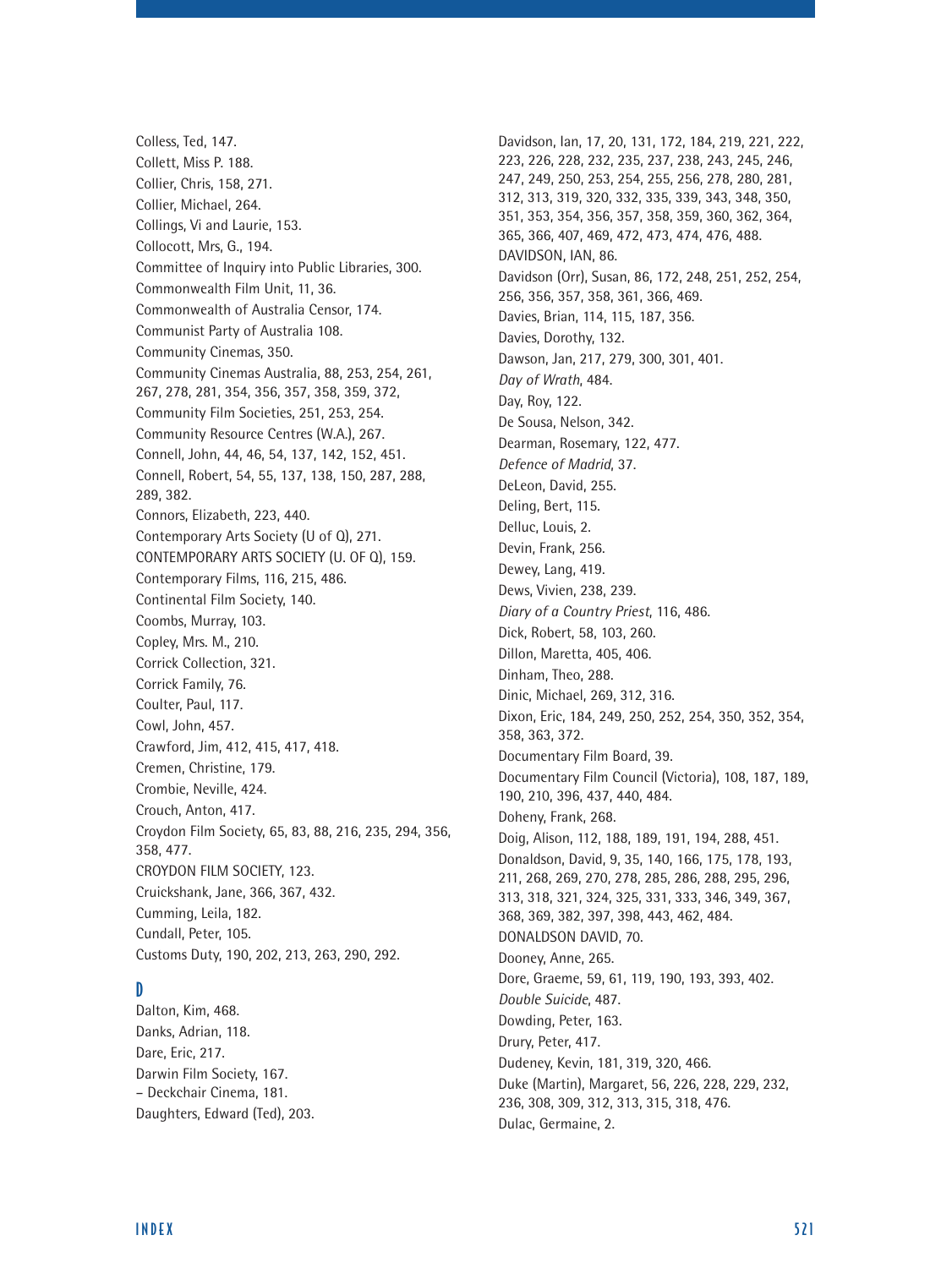Colless, Ted, 147.
Collett, Miss P. 188.
Collier, Chris, 158, 271.
Collier, Michael, 264.
Collings, Vi and Laurie, 153.
Collocott, Mrs, G., 194.
Committee of Inquiry into Public Libraries, 300.
Commonwealth Film Unit, 11, 36.
Commonwealth of Australia Censor, 174.
Communist Party of Australia 108.
Community Cinemas, 350.
Community Cinemas Australia, 88, 253, 254, 261, 267, 278, 281, 354, 356, 357, 358, 359, 372,
Community Film Societies, 251, 253, 254.
Community Resource Centres (W.A.), 267.
Connell, John, 44, 46, 54, 137, 142, 152, 451.
Connell, Robert, 54, 55, 137, 138, 150, 287, 288, 289, 382.
Connors, Elizabeth, 223, 440.
Contemporary Arts Society (U of Q), 271.
CONTEMPORARY ARTS SOCIETY (U. OF Q), 159.
Contemporary Films, 116, 215, 486.
Continental Film Society, 140.
Coombs, Murray, 103.
Copley, Mrs. M., 210.
Corrick Collection, 321.
Corrick Family, 76.
Coulter, Paul, 117.
Cowl, John, 457.
Crawford, Jim, 412, 415, 417, 418.
Cremen, Christine, 179.
Crombie, Neville, 424.
Crouch, Anton, 417.
Croydon Film Society, 65, 83, 88, 216, 235, 294, 356, 358, 477.
CROYDON FILM SOCIETY, 123.
Cruickshank, Jane, 366, 367, 432.
Cumming, Leila, 182.
Cundall, Peter, 105.
Customs Duty, 190, 202, 213, 263, 290, 292.

## D

Dalton, Kim, 468.
Danks, Adrian, 118.
Dare, Eric, 217.
Darwin Film Society, 167.
– Deckchair Cinema, 181.
Daughters, Edward (Ted), 203.
Davidson, Ian, 17, 20, 131, 172, 184, 219, 221, 222, 223, 226, 228, 232, 235, 237, 238, 243, 245, 246, 247, 249, 250, 253, 254, 255, 256, 278, 280, 281, 312, 313, 319, 320, 332, 335, 339, 343, 348, 350, 351, 353, 354, 356, 357, 358, 359, 360, 362, 364, 365, 366, 407, 469, 472, 473, 474, 476, 488.
DAVIDSON, IAN, 86.
Davidson (Orr), Susan, 86, 172, 248, 251, 252, 254, 256, 356, 357, 358, 361, 366, 469.
Davies, Brian, 114, 115, 187, 356.
Davies, Dorothy, 132.
Dawson, Jan, 217, 279, 300, 301, 401.
*Day of Wrath*, 484.
Day, Roy, 122.
De Sousa, Nelson, 342.
Dearman, Rosemary, 122, 477.
*Defence of Madrid*, 37.
DeLeon, David, 255.
Deling, Bert, 115.
Delluc, Louis, 2.
Devin, Frank, 256.
Dewey, Lang, 419.
Dews, Vivien, 238, 239.
*Diary of a Country Priest*, 116, 486.
Dick, Robert, 58, 103, 260.
Dillon, Maretta, 405, 406.
Dinham, Theo, 288.
Dinic, Michael, 269, 312, 316.
Dixon, Eric, 184, 249, 250, 252, 254, 350, 352, 354, 358, 363, 372.
Documentary Film Board, 39.
Documentary Film Council (Victoria), 108, 187, 189, 190, 210, 396, 437, 440, 484.
Doheny, Frank, 268.
Doig, Alison, 112, 188, 189, 191, 194, 288, 451.
Donaldson, David, 9, 35, 140, 166, 175, 178, 193, 211, 268, 269, 270, 278, 285, 286, 288, 295, 296, 313, 318, 321, 324, 325, 331, 333, 346, 349, 367, 368, 369, 382, 397, 398, 443, 462, 484.
DONALDSON DAVID, 70.
Dooney, Anne, 265.
Dore, Graeme, 59, 61, 119, 190, 193, 393, 402.
*Double Suicide*, 487.
Dowding, Peter, 163.
Drury, Peter, 417.
Dudeney, Kevin, 181, 319, 320, 466.
Duke (Martin), Margaret, 56, 226, 228, 229, 232, 236, 308, 309, 312, 313, 315, 318, 476.
Dulac, Germaine, 2.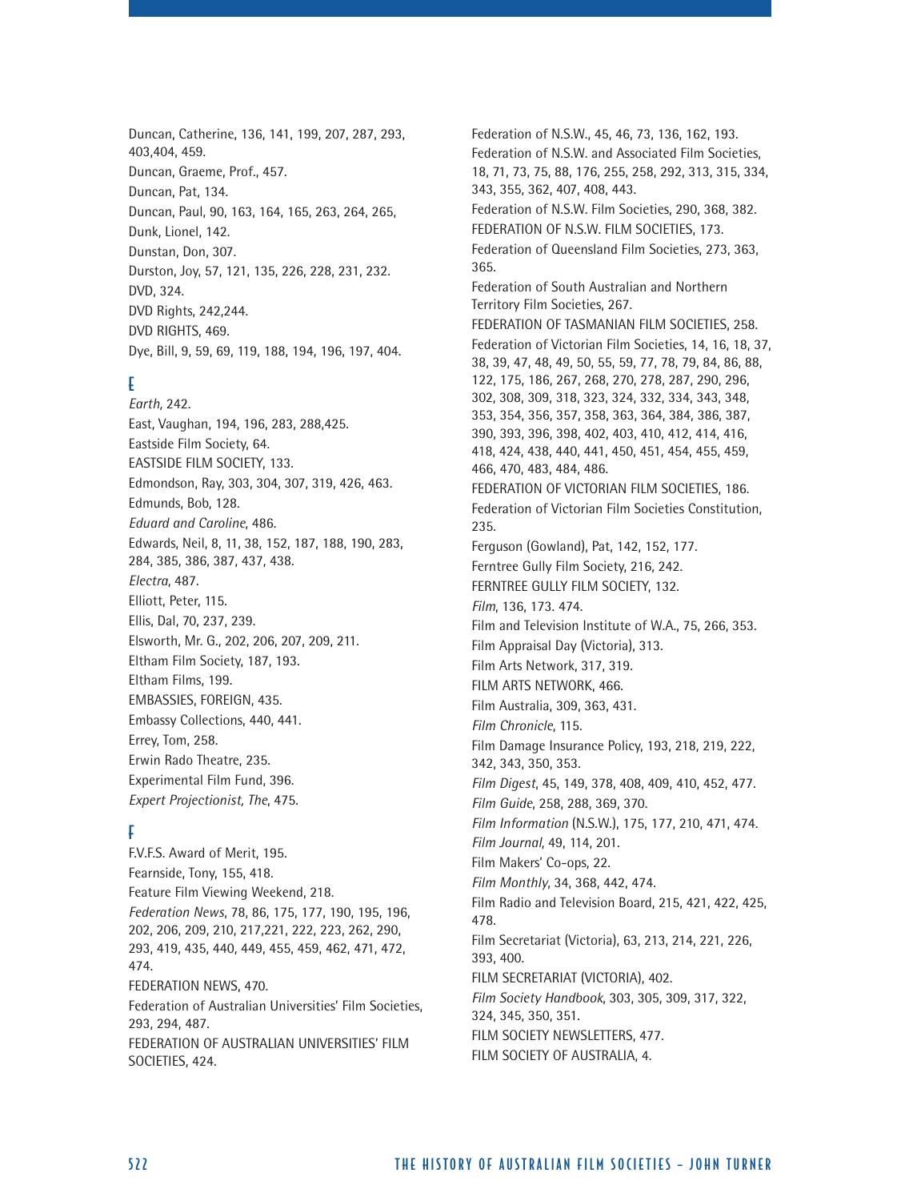Duncan, Catherine, 136, 141, 199, 207, 287, 293, 403,404, 459.
Duncan, Graeme, Prof., 457.
Duncan, Pat, 134.
Duncan, Paul, 90, 163, 164, 165, 263, 264, 265,
Dunk, Lionel, 142.
Dunstan, Don, 307.
Durston, Joy, 57, 121, 135, 226, 228, 231, 232.
DVD, 324.
DVD Rights, 242,244.
DVD RIGHTS, 469.
Dye, Bill, 9, 59, 69, 119, 188, 194, 196, 197, 404.

## E

*Earth,* 242.
East, Vaughan, 194, 196, 283, 288,425.
Eastside Film Society, 64.
EASTSIDE FILM SOCIETY, 133.
Edmondson, Ray, 303, 304, 307, 319, 426, 463.
Edmunds, Bob, 128.
*Eduard and Caroline*, 486.
Edwards, Neil, 8, 11, 38, 152, 187, 188, 190, 283, 284, 385, 386, 387, 437, 438.
*Electra*, 487.
Elliott, Peter, 115.
Ellis, Dal, 70, 237, 239.
Elsworth, Mr. G., 202, 206, 207, 209, 211.
Eltham Film Society, 187, 193.
Eltham Films, 199.
EMBASSIES, FOREIGN, 435.
Embassy Collections, 440, 441.
Errey, Tom, 258.
Erwin Rado Theatre, 235.
Experimental Film Fund, 396.
*Expert Projectionist, The*, 475.

## F

F.V.F.S. Award of Merit, 195.
Fearnside, Tony, 155, 418.
Feature Film Viewing Weekend, 218.
*Federation News*, 78, 86, 175, 177, 190, 195, 196, 202, 206, 209, 210, 217,221, 222, 223, 262, 290, 293, 419, 435, 440, 449, 455, 459, 462, 471, 472, 474.
FEDERATION NEWS, 470.
Federation of Australian Universities' Film Societies, 293, 294, 487.
FEDERATION OF AUSTRALIAN UNIVERSITIES' FILM SOCIETIES, 424.
Federation of N.S.W., 45, 46, 73, 136, 162, 193.
Federation of N.S.W. and Associated Film Societies, 18, 71, 73, 75, 88, 176, 255, 258, 292, 313, 315, 334, 343, 355, 362, 407, 408, 443.
Federation of N.S.W. Film Societies, 290, 368, 382.
FEDERATION OF N.S.W. FILM SOCIETIES, 173.
Federation of Queensland Film Societies, 273, 363, 365.
Federation of South Australian and Northern Territory Film Societies, 267.
FEDERATION OF TASMANIAN FILM SOCIETIES, 258.
Federation of Victorian Film Societies, 14, 16, 18, 37, 38, 39, 47, 48, 49, 50, 55, 59, 77, 78, 79, 84, 86, 88, 122, 175, 186, 267, 268, 270, 278, 287, 290, 296, 302, 308, 309, 318, 323, 324, 332, 334, 343, 348, 353, 354, 356, 357, 358, 363, 364, 384, 386, 387, 390, 393, 396, 398, 402, 403, 410, 412, 414, 416, 418, 424, 438, 440, 441, 450, 451, 454, 455, 459, 466, 470, 483, 484, 486.
FEDERATION OF VICTORIAN FILM SOCIETIES, 186.
Federation of Victorian Film Societies Constitution, 235.
Ferguson (Gowland), Pat, 142, 152, 177.
Ferntree Gully Film Society, 216, 242.
FERNTREE GULLY FILM SOCIETY, 132.
*Film*, 136, 173. 474.
Film and Television Institute of W.A., 75, 266, 353.
Film Appraisal Day (Victoria), 313.
Film Arts Network, 317, 319.
FILM ARTS NETWORK, 466.
Film Australia, 309, 363, 431.
*Film Chronicle*, 115.
Film Damage Insurance Policy, 193, 218, 219, 222, 342, 343, 350, 353.
*Film Digest*, 45, 149, 378, 408, 409, 410, 452, 477.
*Film Guide*, 258, 288, 369, 370.
*Film Information* (N.S.W.), 175, 177, 210, 471, 474.
*Film Journal*, 49, 114, 201.
Film Makers' Co-ops, 22.
*Film Monthly*, 34, 368, 442, 474.
Film Radio and Television Board, 215, 421, 422, 425, 478.
Film Secretariat (Victoria), 63, 213, 214, 221, 226, 393, 400.
FILM SECRETARIAT (VICTORIA), 402.
*Film Society Handbook*, 303, 305, 309, 317, 322, 324, 345, 350, 351.
FILM SOCIETY NEWSLETTERS, 477.
FILM SOCIETY OF AUSTRALIA, 4.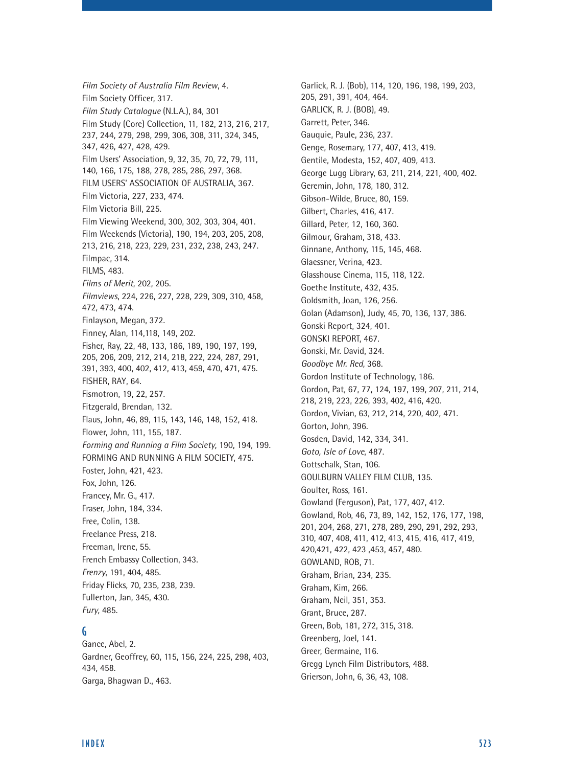*Film Society of Australia Film Review*, 4.
Film Society Officer, 317.
*Film Study Catalogue* (N.L.A.), 84, 301
Film Study (Core) Collection, 11, 182, 213, 216, 217, 237, 244, 279, 298, 299, 306, 308, 311, 324, 345, 347, 426, 427, 428, 429.
Film Users' Association, 9, 32, 35, 70, 72, 79, 111, 140, 166, 175, 188, 278, 285, 286, 297, 368.
FILM USERS' ASSOCIATION OF AUSTRALIA, 367.
Film Victoria, 227, 233, 474.
Film Victoria Bill, 225.
Film Viewing Weekend, 300, 302, 303, 304, 401.
Film Weekends (Victoria), 190, 194, 203, 205, 208, 213, 216, 218, 223, 229, 231, 232, 238, 243, 247.
Filmpac, 314.
FILMS, 483.
*Films of Merit*, 202, 205.
*Filmviews*, 224, 226, 227, 228, 229, 309, 310, 458, 472, 473, 474.
Finlayson, Megan, 372.
Finney, Alan, 114,118, 149, 202.
Fisher, Ray, 22, 48, 133, 186, 189, 190, 197, 199, 205, 206, 209, 212, 214, 218, 222, 224, 287, 291, 391, 393, 400, 402, 412, 413, 459, 470, 471, 475.
FISHER, RAY, 64.
Fismotron, 19, 22, 257.
Fitzgerald, Brendan, 132.
Flaus, John, 46, 89, 115, 143, 146, 148, 152, 418.
Flower, John, 111, 155, 187.
*Forming and Running a Film Society*, 190, 194, 199.
FORMING AND RUNNING A FILM SOCIETY, 475.
Foster, John, 421, 423.
Fox, John, 126.
Francey, Mr. G., 417.
Fraser, John, 184, 334.
Free, Colin, 138.
Freelance Press, 218.
Freeman, Irene, 55.
French Embassy Collection, 343.
*Frenzy*, 191, 404, 485.
Friday Flicks, 70, 235, 238, 239.
Fullerton, Jan, 345, 430.
*Fury*, 485.

## G

Gance, Abel, 2.
Gardner, Geoffrey, 60, 115, 156, 224, 225, 298, 403, 434, 458.
Garga, Bhagwan D., 463.
Garlick, R. J. (Bob), 114, 120, 196, 198, 199, 203, 205, 291, 391, 404, 464.
GARLICK, R. J. (BOB), 49.
Garrett, Peter, 346.
Gauquie, Paule, 236, 237.
Genge, Rosemary, 177, 407, 413, 419.
Gentile, Modesta, 152, 407, 409, 413.
George Lugg Library, 63, 211, 214, 221, 400, 402.
Geremin, John, 178, 180, 312.
Gibson-Wilde, Bruce, 80, 159.
Gilbert, Charles, 416, 417.
Gillard, Peter, 12, 160, 360.
Gilmour, Graham, 318, 433.
Ginnane, Anthony, 115, 145, 468.
Glaessner, Verina, 423.
Glasshouse Cinema, 115, 118, 122.
Goethe Institute, 432, 435.
Goldsmith, Joan, 126, 256.
Golan (Adamson), Judy, 45, 70, 136, 137, 386.
Gonski Report, 324, 401.
GONSKI REPORT, 467.
Gonski, Mr. David, 324.
*Goodbye Mr. Red*, 368.
Gordon Institute of Technology, 186.
Gordon, Pat, 67, 77, 124, 197, 199, 207, 211, 214, 218, 219, 223, 226, 393, 402, 416, 420.
Gordon, Vivian, 63, 212, 214, 220, 402, 471.
Gorton, John, 396.
Gosden, David, 142, 334, 341.
*Goto, Isle of Love*, 487.
Gottschalk, Stan, 106.
GOULBURN VALLEY FILM CLUB, 135.
Goulter, Ross, 161.
Gowland (Ferguson), Pat, 177, 407, 412.
Gowland, Rob, 46, 73, 89, 142, 152, 176, 177, 198, 201, 204, 268, 271, 278, 289, 290, 291, 292, 293, 310, 407, 408, 411, 412, 413, 415, 416, 417, 419, 420,421, 422, 423 ,453, 457, 480.
GOWLAND, ROB, 71.
Graham, Brian, 234, 235.
Graham, Kim, 266.
Graham, Neil, 351, 353.
Grant, Bruce, 287.
Green, Bob, 181, 272, 315, 318.
Greenberg, Joel, 141.
Greer, Germaine, 116.
Gregg Lynch Film Distributors, 488.
Grierson, John, 6, 36, 43, 108.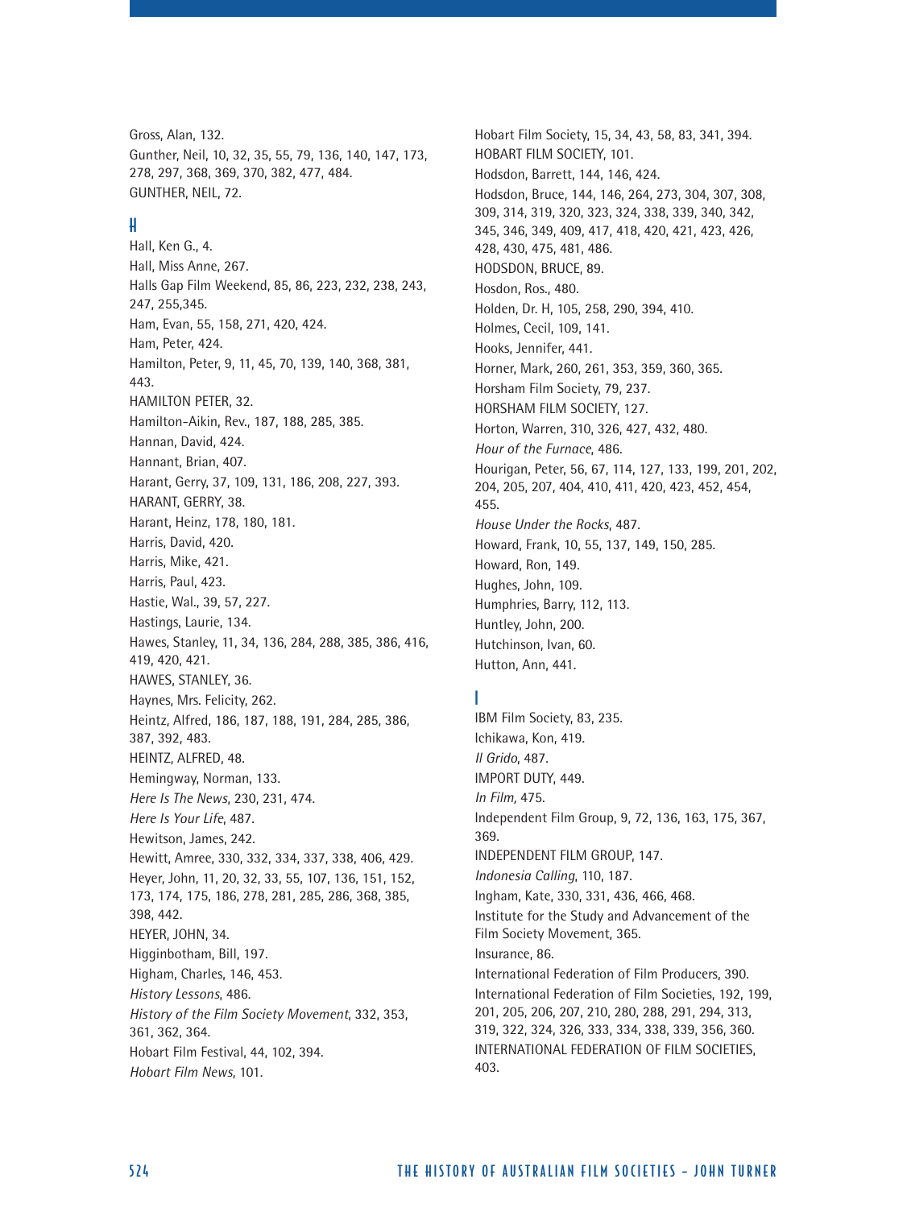Gross, Alan, 132.
Gunther, Neil, 10, 32, 35, 55, 79, 136, 140, 147, 173, 278, 297, 368, 369, 370, 382, 477, 484.
GUNTHER, NEIL, 72.

## H

Hall, Ken G., 4.
Hall, Miss Anne, 267.
Halls Gap Film Weekend, 85, 86, 223, 232, 238, 243, 247, 255,345.
Ham, Evan, 55, 158, 271, 420, 424.
Ham, Peter, 424.
Hamilton, Peter, 9, 11, 45, 70, 139, 140, 368, 381, 443.
HAMILTON PETER, 32.
Hamilton-Aikin, Rev., 187, 188, 285, 385.
Hannan, David, 424.
Hannant, Brian, 407.
Harant, Gerry, 37, 109, 131, 186, 208, 227, 393.
HARANT, GERRY, 38.
Harant, Heinz, 178, 180, 181.
Harris, David, 420.
Harris, Mike, 421.
Harris, Paul, 423.
Hastie, Wal., 39, 57, 227.
Hastings, Laurie, 134.
Hawes, Stanley, 11, 34, 136, 284, 288, 385, 386, 416, 419, 420, 421.
HAWES, STANLEY, 36.
Haynes, Mrs. Felicity, 262.
Heintz, Alfred, 186, 187, 188, 191, 284, 285, 386, 387, 392, 483.
HEINTZ, ALFRED, 48.
Hemingway, Norman, 133.
*Here Is The News*, 230, 231, 474.
*Here Is Your Life*, 487.
Hewitson, James, 242.
Hewitt, Amree, 330, 332, 334, 337, 338, 406, 429.
Heyer, John, 11, 20, 32, 33, 55, 107, 136, 151, 152, 173, 174, 175, 186, 278, 281, 285, 286, 368, 385, 398, 442.
HEYER, JOHN, 34.
Higginbotham, Bill, 197.
Higham, Charles, 146, 453.
*History Lessons*, 486.
*History of the Film Society Movement*, 332, 353, 361, 362, 364.
Hobart Film Festival, 44, 102, 394.
*Hobart Film News*, 101.
Hobart Film Society, 15, 34, 43, 58, 83, 341, 394.
HOBART FILM SOCIETY, 101.
Hodsdon, Barrett, 144, 146, 424.
Hodsdon, Bruce, 144, 146, 264, 273, 304, 307, 308, 309, 314, 319, 320, 323, 324, 338, 339, 340, 342, 345, 346, 349, 409, 417, 418, 420, 421, 423, 426, 428, 430, 475, 481, 486.
HODSDON, BRUCE, 89.
Hosdon, Ros., 480.
Holden, Dr. H, 105, 258, 290, 394, 410.
Holmes, Cecil, 109, 141.
Hooks, Jennifer, 441.
Horner, Mark, 260, 261, 353, 359, 360, 365.
Horsham Film Society, 79, 237.
HORSHAM FILM SOCIETY, 127.
Horton, Warren, 310, 326, 427, 432, 480.
*Hour of the Furnace*, 486.
Hourigan, Peter, 56, 67, 114, 127, 133, 199, 201, 202, 204, 205, 207, 404, 410, 411, 420, 423, 452, 454, 455.
*House Under the Rocks*, 487.
Howard, Frank, 10, 55, 137, 149, 150, 285.
Howard, Ron, 149.
Hughes, John, 109.
Humphries, Barry, 112, 113.
Huntley, John, 200.
Hutchinson, Ivan, 60.
Hutton, Ann, 441.

## I

IBM Film Society, 83, 235.
Ichikawa, Kon, 419.
*Il Grido*, 487.
IMPORT DUTY, 449.
*In Film,* 475.
Independent Film Group, 9, 72, 136, 163, 175, 367, 369.
INDEPENDENT FILM GROUP, 147.
*Indonesia Calling*, 110, 187.
Ingham, Kate, 330, 331, 436, 466, 468.
Institute for the Study and Advancement of the Film Society Movement, 365.
Insurance, 86.
International Federation of Film Producers, 390.
International Federation of Film Societies, 192, 199, 201, 205, 206, 207, 210, 280, 288, 291, 294, 313, 319, 322, 324, 326, 333, 334, 338, 339, 356, 360.
INTERNATIONAL FEDERATION OF FILM SOCIETIES, 403.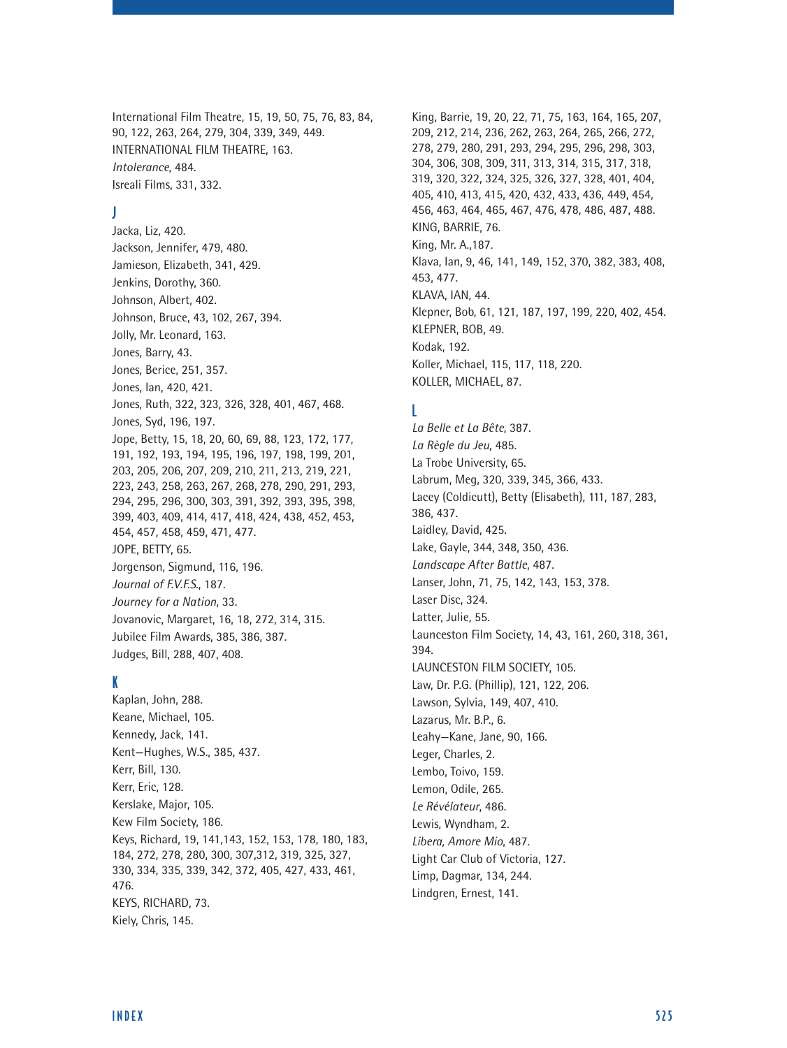International Film Theatre, 15, 19, 50, 75, 76, 83, 84, 90, 122, 263, 264, 279, 304, 339, 349, 449.
INTERNATIONAL FILM THEATRE, 163.
*Intolerance*, 484.
Isreali Films, 331, 332.

## J

Jacka, Liz, 420.
Jackson, Jennifer, 479, 480.
Jamieson, Elizabeth, 341, 429.
Jenkins, Dorothy, 360.
Johnson, Albert, 402.
Johnson, Bruce, 43, 102, 267, 394.
Jolly, Mr. Leonard, 163.
Jones, Barry, 43.
Jones, Berice, 251, 357.
Jones, Ian, 420, 421.
Jones, Ruth, 322, 323, 326, 328, 401, 467, 468.
Jones, Syd, 196, 197.
Jope, Betty, 15, 18, 20, 60, 69, 88, 123, 172, 177, 191, 192, 193, 194, 195, 196, 197, 198, 199, 201, 203, 205, 206, 207, 209, 210, 211, 213, 219, 221, 223, 243, 258, 263, 267, 268, 278, 290, 291, 293, 294, 295, 296, 300, 303, 391, 392, 393, 395, 398, 399, 403, 409, 414, 417, 418, 424, 438, 452, 453, 454, 457, 458, 459, 471, 477.
JOPE, BETTY, 65.
Jorgenson, Sigmund, 116, 196.
*Journal of F.V.F.S.*, 187.
*Journey for a Nation*, 33.
Jovanovic, Margaret, 16, 18, 272, 314, 315.
Jubilee Film Awards, 385, 386, 387.
Judges, Bill, 288, 407, 408.

## K

Kaplan, John, 288.
Keane, Michael, 105.
Kennedy, Jack, 141.
Kent–Hughes, W.S., 385, 437.
Kerr, Bill, 130.
Kerr, Eric, 128.
Kerslake, Major, 105.
Kew Film Society, 186.
Keys, Richard, 19, 141,143, 152, 153, 178, 180, 183, 184, 272, 278, 280, 300, 307,312, 319, 325, 327, 330, 334, 335, 339, 342, 372, 405, 427, 433, 461, 476.
KEYS, RICHARD, 73.
Kiely, Chris, 145.
King, Barrie, 19, 20, 22, 71, 75, 163, 164, 165, 207, 209, 212, 214, 236, 262, 263, 264, 265, 266, 272, 278, 279, 280, 291, 293, 294, 295, 296, 298, 303, 304, 306, 308, 309, 311, 313, 314, 315, 317, 318, 319, 320, 322, 324, 325, 326, 327, 328, 401, 404, 405, 410, 413, 415, 420, 432, 433, 436, 449, 454, 456, 463, 464, 465, 467, 476, 478, 486, 487, 488.
KING, BARRIE, 76.
King, Mr. A.,187.
Klava, Ian, 9, 46, 141, 149, 152, 370, 382, 383, 408, 453, 477.
KLAVA, IAN, 44.
Klepner, Bob, 61, 121, 187, 197, 199, 220, 402, 454.
KLEPNER, BOB, 49.
Kodak, 192.
Koller, Michael, 115, 117, 118, 220.
KOLLER, MICHAEL, 87.

## L

*La Belle et La Bête*, 387.
*La Règle du Jeu*, 485.
La Trobe University, 65.
Labrum, Meg, 320, 339, 345, 366, 433.
Lacey (Coldicutt), Betty (Elisabeth), 111, 187, 283, 386, 437.
Laidley, David, 425.
Lake, Gayle, 344, 348, 350, 436.
*Landscape After Battle*, 487.
Lanser, John, 71, 75, 142, 143, 153, 378.
Laser Disc, 324.
Latter, Julie, 55.
Launceston Film Society, 14, 43, 161, 260, 318, 361, 394.
LAUNCESTON FILM SOCIETY, 105.
Law, Dr. P.G. (Phillip), 121, 122, 206.
Lawson, Sylvia, 149, 407, 410.
Lazarus, Mr. B.P., 6.
Leahy–Kane, Jane, 90, 166.
Leger, Charles, 2.
Lembo, Toivo, 159.
Lemon, Odile, 265.
*Le Révélateur*, 486.
Lewis, Wyndham, 2.
*Libera, Amore Mio*, 487.
Light Car Club of Victoria, 127.
Limp, Dagmar, 134, 244.
Lindgren, Ernest, 141.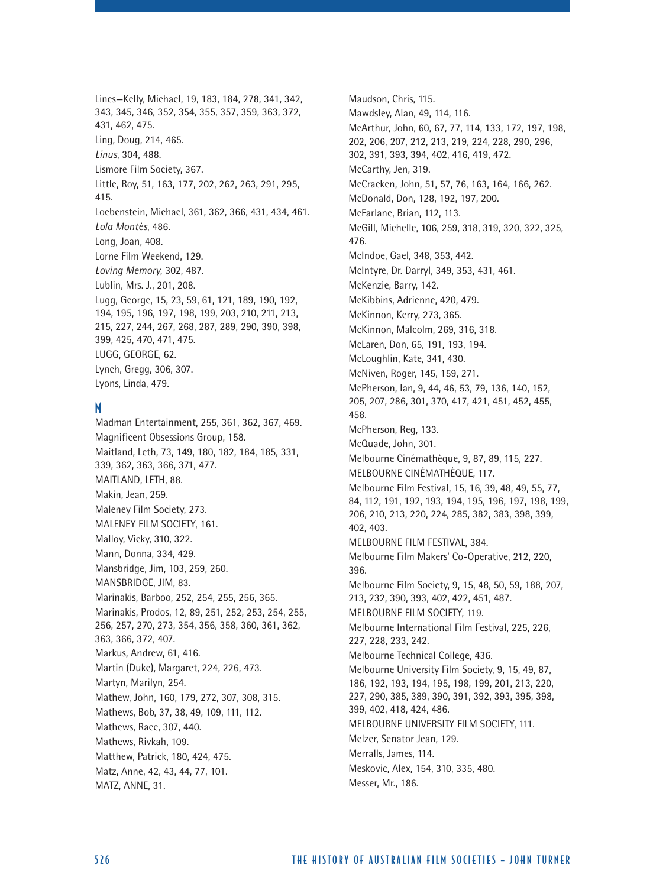Lines—Kelly, Michael, 19, 183, 184, 278, 341, 342, 343, 345, 346, 352, 354, 355, 357, 359, 363, 372, 431, 462, 475.
Ling, Doug, 214, 465.
*Linus*, 304, 488.
Lismore Film Society, 367.
Little, Roy, 51, 163, 177, 202, 262, 263, 291, 295, 415.
Loebenstein, Michael, 361, 362, 366, 431, 434, 461.
*Lola Montès*, 486.
Long, Joan, 408.
Lorne Film Weekend, 129.
*Loving Memory*, 302, 487.
Lublin, Mrs. J., 201, 208.
Lugg, George, 15, 23, 59, 61, 121, 189, 190, 192, 194, 195, 196, 197, 198, 199, 203, 210, 211, 213, 215, 227, 244, 267, 268, 287, 289, 290, 390, 398, 399, 425, 470, 471, 475.
LUGG, GEORGE, 62.
Lynch, Gregg, 306, 307.
Lyons, Linda, 479.

## M

Madman Entertainment, 255, 361, 362, 367, 469.
Magnificent Obsessions Group, 158.
Maitland, Leth, 73, 149, 180, 182, 184, 185, 331, 339, 362, 363, 366, 371, 477.
MAITLAND, LETH, 88.
Makin, Jean, 259.
Maleney Film Society, 273.
MALENEY FILM SOCIETY, 161.
Malloy, Vicky, 310, 322.
Mann, Donna, 334, 429.
Mansbridge, Jim, 103, 259, 260.
MANSBRIDGE, JIM, 83.
Marinakis, Barboo, 252, 254, 255, 256, 365.
Marinakis, Prodos, 12, 89, 251, 252, 253, 254, 255, 256, 257, 270, 273, 354, 356, 358, 360, 361, 362, 363, 366, 372, 407.
Markus, Andrew, 61, 416.
Martin (Duke), Margaret, 224, 226, 473.
Martyn, Marilyn, 254.
Mathew, John, 160, 179, 272, 307, 308, 315.
Mathews, Bob, 37, 38, 49, 109, 111, 112.
Mathews, Race, 307, 440.
Mathews, Rivkah, 109.
Matthew, Patrick, 180, 424, 475.
Matz, Anne, 42, 43, 44, 77, 101.
MATZ, ANNE, 31.
Maudson, Chris, 115.
Mawdsley, Alan, 49, 114, 116.
McArthur, John, 60, 67, 77, 114, 133, 172, 197, 198, 202, 206, 207, 212, 213, 219, 224, 228, 290, 296, 302, 391, 393, 394, 402, 416, 419, 472.
McCarthy, Jen, 319.
McCracken, John, 51, 57, 76, 163, 164, 166, 262.
McDonald, Don, 128, 192, 197, 200.
McFarlane, Brian, 112, 113.
McGill, Michelle, 106, 259, 318, 319, 320, 322, 325, 476.
McIndoe, Gael, 348, 353, 442.
McIntyre, Dr. Darryl, 349, 353, 431, 461.
McKenzie, Barry, 142.
McKibbins, Adrienne, 420, 479.
McKinnon, Kerry, 273, 365.
McKinnon, Malcolm, 269, 316, 318.
McLaren, Don, 65, 191, 193, 194.
McLoughlin, Kate, 341, 430.
McNiven, Roger, 145, 159, 271.
McPherson, Ian, 9, 44, 46, 53, 79, 136, 140, 152, 205, 207, 286, 301, 370, 417, 421, 451, 452, 455, 458.
McPherson, Reg, 133.
McQuade, John, 301.
Melbourne Cinémathèque, 9, 87, 89, 115, 227.
MELBOURNE CINÉMATHÈQUE, 117.
Melbourne Film Festival, 15, 16, 39, 48, 49, 55, 77, 84, 112, 191, 192, 193, 194, 195, 196, 197, 198, 199, 206, 210, 213, 220, 224, 285, 382, 383, 398, 399, 402, 403.
MELBOURNE FILM FESTIVAL, 384.
Melbourne Film Makers' Co-Operative, 212, 220, 396.
Melbourne Film Society, 9, 15, 48, 50, 59, 188, 207, 213, 232, 390, 393, 402, 422, 451, 487.
MELBOURNE FILM SOCIETY, 119.
Melbourne International Film Festival, 225, 226, 227, 228, 233, 242.
Melbourne Technical College, 436.
Melbourne University Film Society, 9, 15, 49, 87, 186, 192, 193, 194, 195, 198, 199, 201, 213, 220, 227, 290, 385, 389, 390, 391, 392, 393, 395, 398, 399, 402, 418, 424, 486.
MELBOURNE UNIVERSITY FILM SOCIETY, 111.
Melzer, Senator Jean, 129.
Merralls, James, 114.
Meskovic, Alex, 154, 310, 335, 480.
Messer, Mr., 186.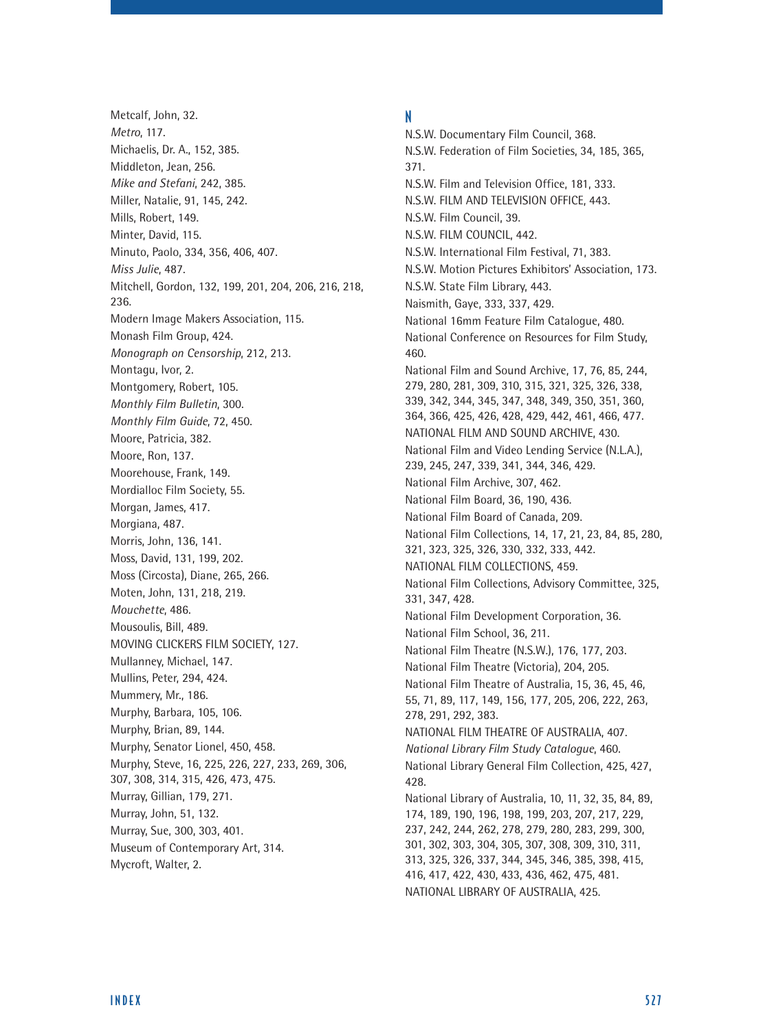Metcalf, John, 32.
*Metro*, 117.
Michaelis, Dr. A., 152, 385.
Middleton, Jean, 256.
*Mike and Stefani*, 242, 385.
Miller, Natalie, 91, 145, 242.
Mills, Robert, 149.
Minter, David, 115.
Minuto, Paolo, 334, 356, 406, 407.
*Miss Julie*, 487.
Mitchell, Gordon, 132, 199, 201, 204, 206, 216, 218, 236.
Modern Image Makers Association, 115.
Monash Film Group, 424.
*Monograph on Censorship*, 212, 213.
Montagu, Ivor, 2.
Montgomery, Robert, 105.
*Monthly Film Bulletin*, 300.
*Monthly Film Guide*, 72, 450.
Moore, Patricia, 382.
Moore, Ron, 137.
Moorehouse, Frank, 149.
Mordialloc Film Society, 55.
Morgan, James, 417.
Morgiana, 487.
Morris, John, 136, 141.
Moss, David, 131, 199, 202.
Moss (Circosta), Diane, 265, 266.
Moten, John, 131, 218, 219.
*Mouchette*, 486.
Mousoulis, Bill, 489.
MOVING CLICKERS FILM SOCIETY, 127.
Mullanney, Michael, 147.
Mullins, Peter, 294, 424.
Mummery, Mr., 186.
Murphy, Barbara, 105, 106.
Murphy, Brian, 89, 144.
Murphy, Senator Lionel, 450, 458.
Murphy, Steve, 16, 225, 226, 227, 233, 269, 306, 307, 308, 314, 315, 426, 473, 475.
Murray, Gillian, 179, 271.
Murray, John, 51, 132.
Murray, Sue, 300, 303, 401.
Museum of Contemporary Art, 314.
Mycroft, Walter, 2.

## N

N.S.W. Documentary Film Council, 368.
N.S.W. Federation of Film Societies, 34, 185, 365, 371.
N.S.W. Film and Television Office, 181, 333.
N.S.W. FILM AND TELEVISION OFFICE, 443.
N.S.W. Film Council, 39.
N.S.W. FILM COUNCIL, 442.
N.S.W. International Film Festival, 71, 383.
N.S.W. Motion Pictures Exhibitors' Association, 173.
N.S.W. State Film Library, 443.
Naismith, Gaye, 333, 337, 429.
National 16mm Feature Film Catalogue, 480.
National Conference on Resources for Film Study, 460.
National Film and Sound Archive, 17, 76, 85, 244, 279, 280, 281, 309, 310, 315, 321, 325, 326, 338, 339, 342, 344, 345, 347, 348, 349, 350, 351, 360, 364, 366, 425, 426, 428, 429, 442, 461, 466, 477.
NATIONAL FILM AND SOUND ARCHIVE, 430.
National Film and Video Lending Service (N.L.A.), 239, 245, 247, 339, 341, 344, 346, 429.
National Film Archive, 307, 462.
National Film Board, 36, 190, 436.
National Film Board of Canada, 209.
National Film Collections, 14, 17, 21, 23, 84, 85, 280, 321, 323, 325, 326, 330, 332, 333, 442.
NATIONAL FILM COLLECTIONS, 459.
National Film Collections, Advisory Committee, 325, 331, 347, 428.
National Film Development Corporation, 36.
National Film School, 36, 211.
National Film Theatre (N.S.W.), 176, 177, 203.
National Film Theatre (Victoria), 204, 205.
National Film Theatre of Australia, 15, 36, 45, 46, 55, 71, 89, 117, 149, 156, 177, 205, 206, 222, 263, 278, 291, 292, 383.
NATIONAL FILM THEATRE OF AUSTRALIA, 407.
*National Library Film Study Catalogue*, 460.
National Library General Film Collection, 425, 427, 428.
National Library of Australia, 10, 11, 32, 35, 84, 89, 174, 189, 190, 196, 198, 199, 203, 207, 217, 229, 237, 242, 244, 262, 278, 279, 280, 283, 299, 300, 301, 302, 303, 304, 305, 307, 308, 309, 310, 311, 313, 325, 326, 337, 344, 345, 346, 385, 398, 415, 416, 417, 422, 430, 433, 436, 462, 475, 481.
NATIONAL LIBRARY OF AUSTRALIA, 425.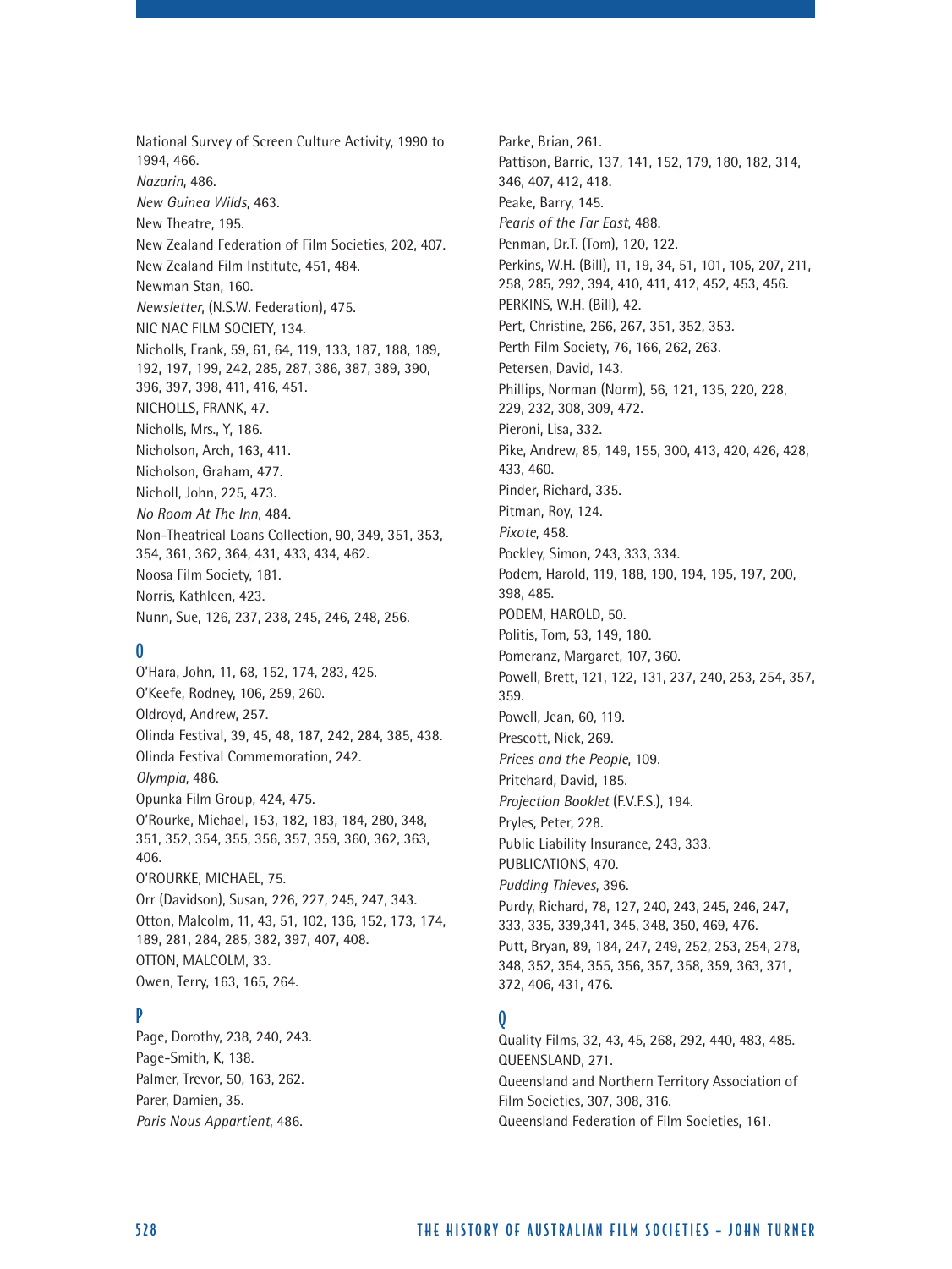National Survey of Screen Culture Activity, 1990 to 1994, 466.

*Nazarin*, 486.

*New Guinea Wilds*, 463.

New Theatre, 195.

New Zealand Federation of Film Societies, 202, 407.

New Zealand Film Institute, 451, 484.

Newman Stan, 160.

*Newsletter*, (N.S.W. Federation), 475.

NIC NAC FILM SOCIETY, 134.

Nicholls, Frank, 59, 61, 64, 119, 133, 187, 188, 189, 192, 197, 199, 242, 285, 287, 386, 387, 389, 390, 396, 397, 398, 411, 416, 451.

NICHOLLS, FRANK, 47.

Nicholls, Mrs., Y, 186.

Nicholson, Arch, 163, 411.

Nicholson, Graham, 477.

Nicholl, John, 225, 473.

*No Room At The Inn*, 484.

Non-Theatrical Loans Collection, 90, 349, 351, 353, 354, 361, 362, 364, 431, 433, 434, 462.

Noosa Film Society, 181.

Norris, Kathleen, 423.

Nunn, Sue, 126, 237, 238, 245, 246, 248, 256.

## O

O'Hara, John, 11, 68, 152, 174, 283, 425.

O'Keefe, Rodney, 106, 259, 260.

Oldroyd, Andrew, 257.

Olinda Festival, 39, 45, 48, 187, 242, 284, 385, 438.

Olinda Festival Commemoration, 242.

*Olympia*, 486.

Opunka Film Group, 424, 475.

O'Rourke, Michael, 153, 182, 183, 184, 280, 348, 351, 352, 354, 355, 356, 357, 359, 360, 362, 363, 406.

O'ROURKE, MICHAEL, 75.

Orr (Davidson), Susan, 226, 227, 245, 247, 343.

Otton, Malcolm, 11, 43, 51, 102, 136, 152, 173, 174, 189, 281, 284, 285, 382, 397, 407, 408.

OTTON, MALCOLM, 33.

Owen, Terry, 163, 165, 264.

## P

Page, Dorothy, 238, 240, 243.

Page-Smith, K, 138.

Palmer, Trevor, 50, 163, 262.

Parer, Damien, 35.

*Paris Nous Appartient*, 486.

Parke, Brian, 261.

Pattison, Barrie, 137, 141, 152, 179, 180, 182, 314, 346, 407, 412, 418.

Peake, Barry, 145.

*Pearls of the Far East*, 488.

Penman, Dr.T. (Tom), 120, 122.

Perkins, W.H. (Bill), 11, 19, 34, 51, 101, 105, 207, 211, 258, 285, 292, 394, 410, 411, 412, 452, 453, 456.

PERKINS, W.H. (Bill), 42.

Pert, Christine, 266, 267, 351, 352, 353.

Perth Film Society, 76, 166, 262, 263.

Petersen, David, 143.

Phillips, Norman (Norm), 56, 121, 135, 220, 228, 229, 232, 308, 309, 472.

Pieroni, Lisa, 332.

Pike, Andrew, 85, 149, 155, 300, 413, 420, 426, 428, 433, 460.

Pinder, Richard, 335.

Pitman, Roy, 124.

*Pixote*, 458.

Pockley, Simon, 243, 333, 334.

Podem, Harold, 119, 188, 190, 194, 195, 197, 200, 398, 485.

PODEM, HAROLD, 50.

Politis, Tom, 53, 149, 180.

Pomeranz, Margaret, 107, 360.

Powell, Brett, 121, 122, 131, 237, 240, 253, 254, 357, 359.

Powell, Jean, 60, 119.

Prescott, Nick, 269.

*Prices and the People*, 109.

Pritchard, David, 185.

*Projection Booklet* (F.V.F.S.), 194.

Pryles, Peter, 228.

Public Liability Insurance, 243, 333.

PUBLICATIONS, 470.

*Pudding Thieves*, 396.

Purdy, Richard, 78, 127, 240, 243, 245, 246, 247, 333, 335, 339,341, 345, 348, 350, 469, 476.

Putt, Bryan, 89, 184, 247, 249, 252, 253, 254, 278, 348, 352, 354, 355, 356, 357, 358, 359, 363, 371, 372, 406, 431, 476.

## Q

Quality Films, 32, 43, 45, 268, 292, 440, 483, 485.

QUEENSLAND, 271.

Queensland and Northern Territory Association of Film Societies, 307, 308, 316.

Queensland Federation of Film Societies, 161.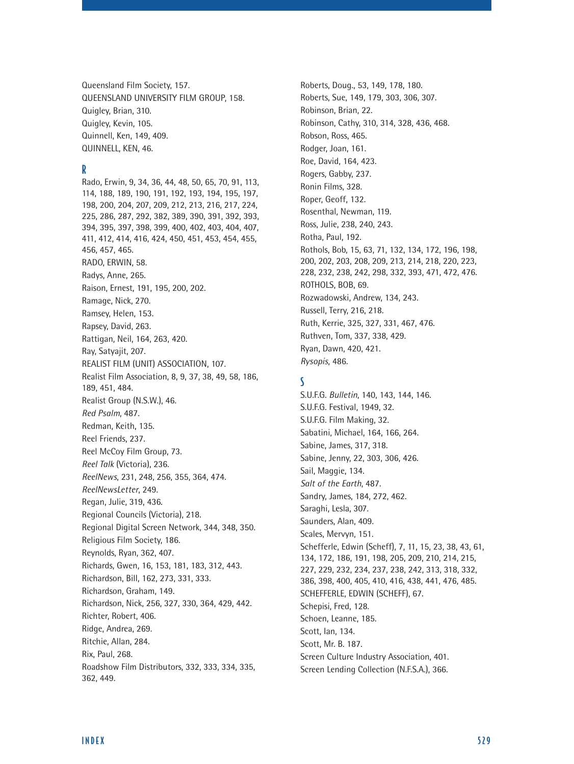Queensland Film Society, 157.
QUEENSLAND UNIVERSITY FILM GROUP, 158.
Quigley, Brian, 310.
Quigley, Kevin, 105.
Quinnell, Ken, 149, 409.
QUINNELL, KEN, 46.

## R

Rado, Erwin, 9, 34, 36, 44, 48, 50, 65, 70, 91, 113, 114, 188, 189, 190, 191, 192, 193, 194, 195, 197, 198, 200, 204, 207, 209, 212, 213, 216, 217, 224, 225, 286, 287, 292, 382, 389, 390, 391, 392, 393, 394, 395, 397, 398, 399, 400, 402, 403, 404, 407, 411, 412, 414, 416, 424, 450, 451, 453, 454, 455, 456, 457, 465.
RADO, ERWIN, 58.
Radys, Anne, 265.
Raison, Ernest, 191, 195, 200, 202.
Ramage, Nick, 270.
Ramsey, Helen, 153.
Rapsey, David, 263.
Rattigan, Neil, 164, 263, 420.
Ray, Satyajit, 207.
REALIST FILM (UNIT) ASSOCIATION, 107.
Realist Film Association, 8, 9, 37, 38, 49, 58, 186, 189, 451, 484.
Realist Group (N.S.W.), 46.
*Red Psalm*, 487.
Redman, Keith, 135.
Reel Friends, 237.
Reel McCoy Film Group, 73.
*Reel Talk* (Victoria), 236.
*ReelNews*, 231, 248, 256, 355, 364, 474.
*ReelNewsLetter*, 249.
Regan, Julie, 319, 436.
Regional Councils (Victoria), 218.
Regional Digital Screen Network, 344, 348, 350.
Religious Film Society, 186.
Reynolds, Ryan, 362, 407.
Richards, Gwen, 16, 153, 181, 183, 312, 443.
Richardson, Bill, 162, 273, 331, 333.
Richardson, Graham, 149.
Richardson, Nick, 256, 327, 330, 364, 429, 442.
Richter, Robert, 406.
Ridge, Andrea, 269.
Ritchie, Allan, 284.
Rix, Paul, 268.
Roadshow Film Distributors, 332, 333, 334, 335, 362, 449.
Roberts, Doug., 53, 149, 178, 180.
Roberts, Sue, 149, 179, 303, 306, 307.
Robinson, Brian, 22.
Robinson, Cathy, 310, 314, 328, 436, 468.
Robson, Ross, 465.
Rodger, Joan, 161.
Roe, David, 164, 423.
Rogers, Gabby, 237.
Ronin Films, 328.
Roper, Geoff, 132.
Rosenthal, Newman, 119.
Ross, Julie, 238, 240, 243.
Rotha, Paul, 192.
Rothols, Bob, 15, 63, 71, 132, 134, 172, 196, 198, 200, 202, 203, 208, 209, 213, 214, 218, 220, 223, 228, 232, 238, 242, 298, 332, 393, 471, 472, 476.
ROTHOLS, BOB, 69.
Rozwadowski, Andrew, 134, 243.
Russell, Terry, 216, 218.
Ruth, Kerrie, 325, 327, 331, 467, 476.
Ruthven, Tom, 337, 338, 429.
Ryan, Dawn, 420, 421.
*Rysopis*, 486.

## S

S.U.F.G. *Bulletin*, 140, 143, 144, 146.
S.U.F.G. Festival, 1949, 32.
S.U.F.G. Film Making, 32.
Sabatini, Michael, 164, 166, 264.
Sabine, James, 317, 318.
Sabine, Jenny, 22, 303, 306, 426.
Sail, Maggie, 134.
*Salt of the Earth*, 487.
Sandry, James, 184, 272, 462.
Saraghi, Lesla, 307.
Saunders, Alan, 409.
Scales, Mervyn, 151.
Schefferle, Edwin (Scheff), 7, 11, 15, 23, 38, 43, 61, 134, 172, 186, 191, 198, 205, 209, 210, 214, 215, 227, 229, 232, 234, 237, 238, 242, 313, 318, 332, 386, 398, 400, 405, 410, 416, 438, 441, 476, 485.
SCHEFFERLE, EDWIN (SCHEFF), 67.
Schepisi, Fred, 128.
Schoen, Leanne, 185.
Scott, Ian, 134.
Scott, Mr. B. 187.
Screen Culture Industry Association, 401.
Screen Lending Collection (N.F.S.A.), 366.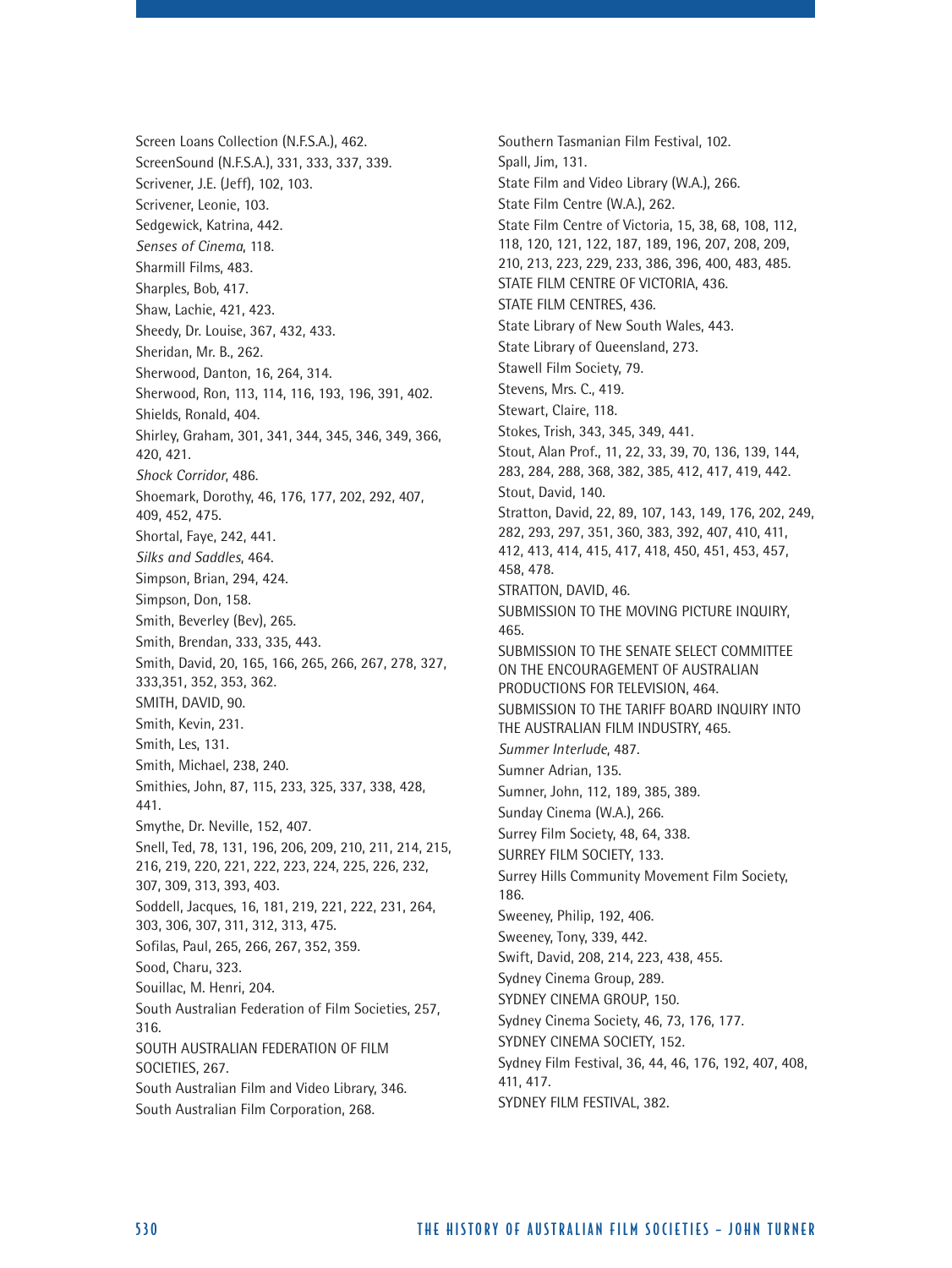Screen Loans Collection (N.F.S.A.), 462.
ScreenSound (N.F.S.A.), 331, 333, 337, 339.
Scrivener, J.E. (Jeff), 102, 103.
Scrivener, Leonie, 103.
Sedgewick, Katrina, 442.
*Senses of Cinema*, 118.
Sharmill Films, 483.
Sharples, Bob, 417.
Shaw, Lachie, 421, 423.
Sheedy, Dr. Louise, 367, 432, 433.
Sheridan, Mr. B., 262.
Sherwood, Danton, 16, 264, 314.
Sherwood, Ron, 113, 114, 116, 193, 196, 391, 402.
Shields, Ronald, 404.
Shirley, Graham, 301, 341, 344, 345, 346, 349, 366, 420, 421.
*Shock Corridor*, 486.
Shoemark, Dorothy, 46, 176, 177, 202, 292, 407, 409, 452, 475.
Shortal, Faye, 242, 441.
*Silks and Saddles*, 464.
Simpson, Brian, 294, 424.
Simpson, Don, 158.
Smith, Beverley (Bev), 265.
Smith, Brendan, 333, 335, 443.
Smith, David, 20, 165, 166, 265, 266, 267, 278, 327, 333,351, 352, 353, 362.
SMITH, DAVID, 90.
Smith, Kevin, 231.
Smith, Les, 131.
Smith, Michael, 238, 240.
Smithies, John, 87, 115, 233, 325, 337, 338, 428, 441.
Smythe, Dr. Neville, 152, 407.
Snell, Ted, 78, 131, 196, 206, 209, 210, 211, 214, 215, 216, 219, 220, 221, 222, 223, 224, 225, 226, 232, 307, 309, 313, 393, 403.
Soddell, Jacques, 16, 181, 219, 221, 222, 231, 264, 303, 306, 307, 311, 312, 313, 475.
Sofilas, Paul, 265, 266, 267, 352, 359.
Sood, Charu, 323.
Souillac, M. Henri, 204.
South Australian Federation of Film Societies, 257, 316.
SOUTH AUSTRALIAN FEDERATION OF FILM SOCIETIES, 267.
South Australian Film and Video Library, 346.
South Australian Film Corporation, 268.
Southern Tasmanian Film Festival, 102.
Spall, Jim, 131.
State Film and Video Library (W.A.), 266.
State Film Centre (W.A.), 262.
State Film Centre of Victoria, 15, 38, 68, 108, 112, 118, 120, 121, 122, 187, 189, 196, 207, 208, 209, 210, 213, 223, 229, 233, 386, 396, 400, 483, 485.
STATE FILM CENTRE OF VICTORIA, 436.
STATE FILM CENTRES, 436.
State Library of New South Wales, 443.
State Library of Queensland, 273.
Stawell Film Society, 79.
Stevens, Mrs. C., 419.
Stewart, Claire, 118.
Stokes, Trish, 343, 345, 349, 441.
Stout, Alan Prof., 11, 22, 33, 39, 70, 136, 139, 144, 283, 284, 288, 368, 382, 385, 412, 417, 419, 442.
Stout, David, 140.
Stratton, David, 22, 89, 107, 143, 149, 176, 202, 249, 282, 293, 297, 351, 360, 383, 392, 407, 410, 411, 412, 413, 414, 415, 417, 418, 450, 451, 453, 457, 458, 478.
STRATTON, DAVID, 46.
SUBMISSION TO THE MOVING PICTURE INQUIRY, 465.
SUBMISSION TO THE SENATE SELECT COMMITTEE ON THE ENCOURAGEMENT OF AUSTRALIAN PRODUCTIONS FOR TELEVISION, 464.
SUBMISSION TO THE TARIFF BOARD INQUIRY INTO THE AUSTRALIAN FILM INDUSTRY, 465.
*Summer Interlude*, 487.
Sumner Adrian, 135.
Sumner, John, 112, 189, 385, 389.
Sunday Cinema (W.A.), 266.
Surrey Film Society, 48, 64, 338.
SURREY FILM SOCIETY, 133.
Surrey Hills Community Movement Film Society, 186.
Sweeney, Philip, 192, 406.
Sweeney, Tony, 339, 442.
Swift, David, 208, 214, 223, 438, 455.
Sydney Cinema Group, 289.
SYDNEY CINEMA GROUP, 150.
Sydney Cinema Society, 46, 73, 176, 177.
SYDNEY CINEMA SOCIETY, 152.
Sydney Film Festival, 36, 44, 46, 176, 192, 407, 408, 411, 417.
SYDNEY FILM FESTIVAL, 382.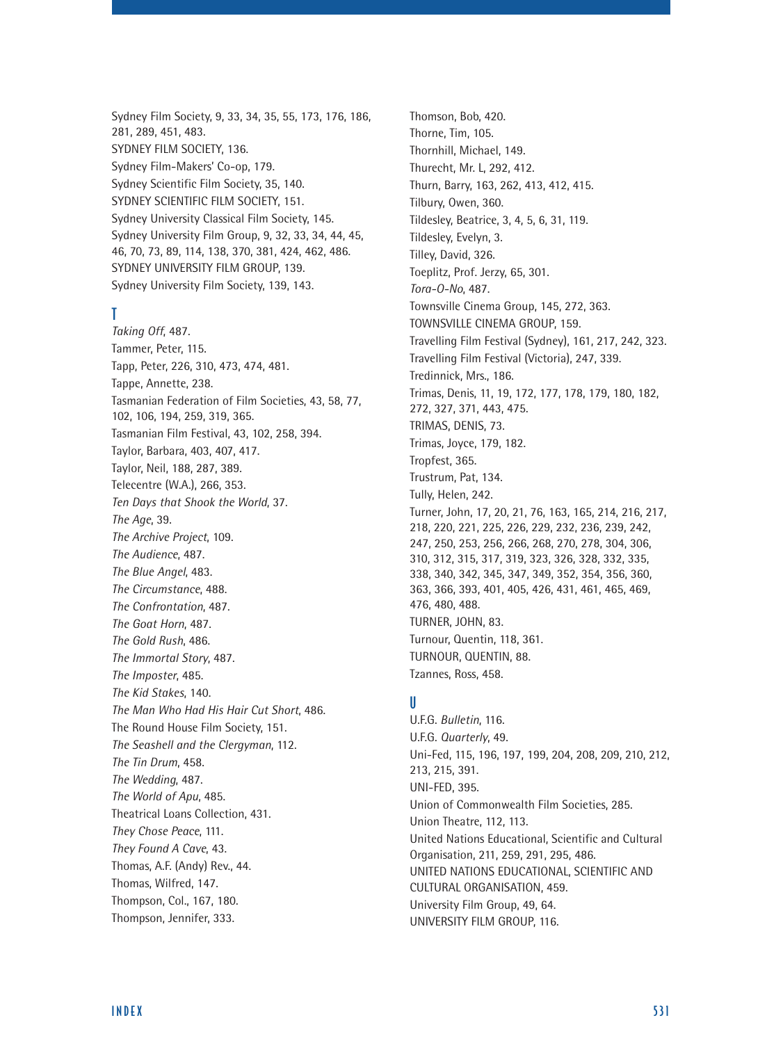Sydney Film Society, 9, 33, 34, 35, 55, 173, 176, 186, 281, 289, 451, 483.
SYDNEY FILM SOCIETY, 136.
Sydney Film-Makers' Co-op, 179.
Sydney Scientific Film Society, 35, 140.
SYDNEY SCIENTIFIC FILM SOCIETY, 151.
Sydney University Classical Film Society, 145.
Sydney University Film Group, 9, 32, 33, 34, 44, 45, 46, 70, 73, 89, 114, 138, 370, 381, 424, 462, 486.
SYDNEY UNIVERSITY FILM GROUP, 139.
Sydney University Film Society, 139, 143.

## T

*Taking Off*, 487.
Tammer, Peter, 115.
Tapp, Peter, 226, 310, 473, 474, 481.
Tappe, Annette, 238.
Tasmanian Federation of Film Societies, 43, 58, 77, 102, 106, 194, 259, 319, 365.
Tasmanian Film Festival, 43, 102, 258, 394.
Taylor, Barbara, 403, 407, 417.
Taylor, Neil, 188, 287, 389.
Telecentre (W.A.), 266, 353.
*Ten Days that Shook the World*, 37.
*The Age*, 39.
*The Archive Project*, 109.
*The Audience*, 487.
*The Blue Angel*, 483.
*The Circumstance*, 488.
*The Confrontation*, 487.
*The Goat Horn*, 487.
*The Gold Rush*, 486.
*The Immortal Story*, 487.
*The Imposter*, 485.
*The Kid Stakes*, 140.
*The Man Who Had His Hair Cut Short*, 486.
The Round House Film Society, 151.
*The Seashell and the Clergyman*, 112.
*The Tin Drum*, 458.
*The Wedding*, 487.
*The World of Apu*, 485.
Theatrical Loans Collection, 431.
*They Chose Peace*, 111.
*They Found A Cave*, 43.
Thomas, A.F. (Andy) Rev., 44.
Thomas, Wilfred, 147.
Thompson, Col., 167, 180.
Thompson, Jennifer, 333.
Thomson, Bob, 420.
Thorne, Tim, 105.
Thornhill, Michael, 149.
Thurecht, Mr. L, 292, 412.
Thurn, Barry, 163, 262, 413, 412, 415.
Tilbury, Owen, 360.
Tildesley, Beatrice, 3, 4, 5, 6, 31, 119.
Tildesley, Evelyn, 3.
Tilley, David, 326.
Toeplitz, Prof. Jerzy, 65, 301.
*Tora-O-No*, 487.
Townsville Cinema Group, 145, 272, 363.
TOWNSVILLE CINEMA GROUP, 159.
Travelling Film Festival (Sydney), 161, 217, 242, 323.
Travelling Film Festival (Victoria), 247, 339.
Tredinnick, Mrs., 186.
Trimas, Denis, 11, 19, 172, 177, 178, 179, 180, 182, 272, 327, 371, 443, 475.
TRIMAS, DENIS, 73.
Trimas, Joyce, 179, 182.
Tropfest, 365.
Trustrum, Pat, 134.
Tully, Helen, 242.
Turner, John, 17, 20, 21, 76, 163, 165, 214, 216, 217, 218, 220, 221, 225, 226, 229, 232, 236, 239, 242, 247, 250, 253, 256, 266, 268, 270, 278, 304, 306, 310, 312, 315, 317, 319, 323, 326, 328, 332, 335, 338, 340, 342, 345, 347, 349, 352, 354, 356, 360, 363, 366, 393, 401, 405, 426, 431, 461, 465, 469, 476, 480, 488.
TURNER, JOHN, 83.
Turnour, Quentin, 118, 361.
TURNOUR, QUENTIN, 88.
Tzannes, Ross, 458.

## U

U.F.G. *Bulletin*, 116.
U.F.G. *Quarterly*, 49.
Uni-Fed, 115, 196, 197, 199, 204, 208, 209, 210, 212, 213, 215, 391.
UNI-FED, 395.
Union of Commonwealth Film Societies, 285.
Union Theatre, 112, 113.
United Nations Educational, Scientific and Cultural Organisation, 211, 259, 291, 295, 486.
UNITED NATIONS EDUCATIONAL, SCIENTIFIC AND CULTURAL ORGANISATION, 459.
University Film Group, 49, 64.
UNIVERSITY FILM GROUP, 116.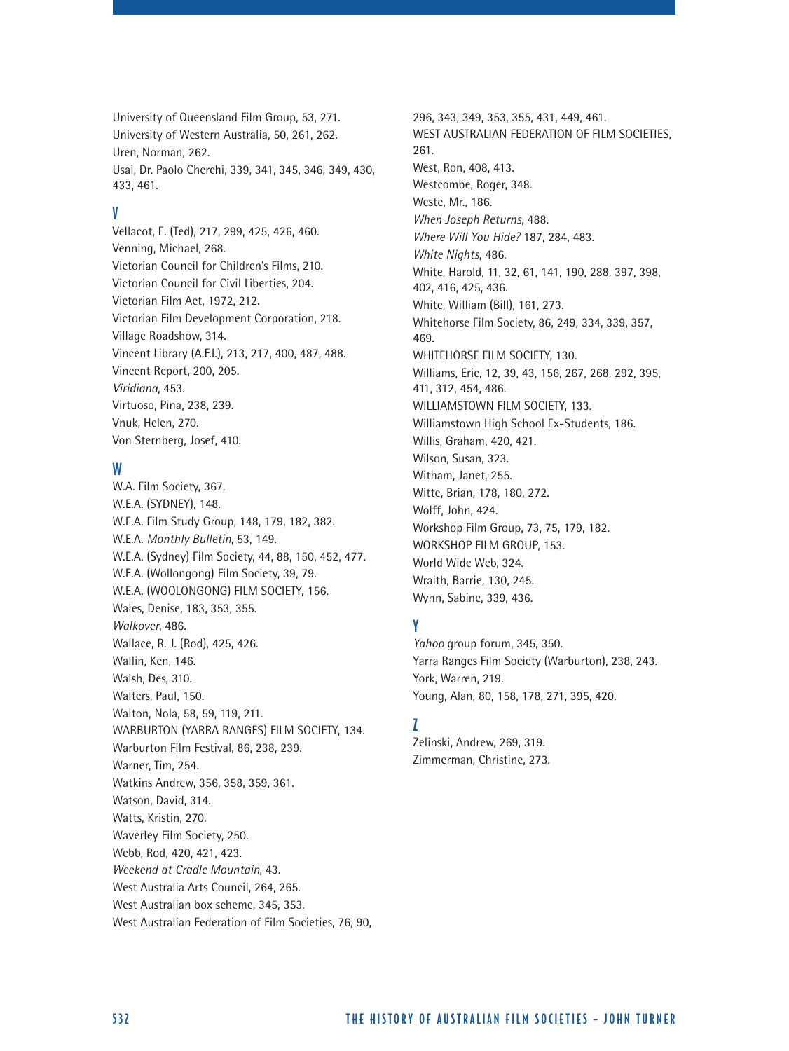University of Queensland Film Group, 53, 271.
University of Western Australia, 50, 261, 262.
Uren, Norman, 262.
Usai, Dr. Paolo Cherchi, 339, 341, 345, 346, 349, 430, 433, 461.

## V

Vellacot, E. (Ted), 217, 299, 425, 426, 460.
Venning, Michael, 268.
Victorian Council for Children's Films, 210.
Victorian Council for Civil Liberties, 204.
Victorian Film Act, 1972, 212.
Victorian Film Development Corporation, 218.
Village Roadshow, 314.
Vincent Library (A.F.I.), 213, 217, 400, 487, 488.
Vincent Report, 200, 205.
*Viridiana*, 453.
Virtuoso, Pina, 238, 239.
Vnuk, Helen, 270.
Von Sternberg, Josef, 410.

## W

W.A. Film Society, 367.
W.E.A. (SYDNEY), 148.
W.E.A. Film Study Group, 148, 179, 182, 382.
W.E.A. *Monthly Bulletin*, 53, 149.
W.E.A. (Sydney) Film Society, 44, 88, 150, 452, 477.
W.E.A. (Wollongong) Film Society, 39, 79.
W.E.A. (WOOLONGONG) FILM SOCIETY, 156.
Wales, Denise, 183, 353, 355.
*Walkover*, 486.
Wallace, R. J. (Rod), 425, 426.
Wallin, Ken, 146.
Walsh, Des, 310.
Walters, Paul, 150.
Walton, Nola, 58, 59, 119, 211.
WARBURTON (YARRA RANGES) FILM SOCIETY, 134.
Warburton Film Festival, 86, 238, 239.
Warner, Tim, 254.
Watkins Andrew, 356, 358, 359, 361.
Watson, David, 314.
Watts, Kristin, 270.
Waverley Film Society, 250.
Webb, Rod, 420, 421, 423.
*Weekend at Cradle Mountain*, 43.
West Australia Arts Council, 264, 265.
West Australian box scheme, 345, 353.
West Australian Federation of Film Societies, 76, 90, 296, 343, 349, 353, 355, 431, 449, 461.
WEST AUSTRALIAN FEDERATION OF FILM SOCIETIES, 261.
West, Ron, 408, 413.
Westcombe, Roger, 348.
Weste, Mr., 186.
*When Joseph Returns*, 488.
*Where Will You Hide?* 187, 284, 483.
*White Nights*, 486.
White, Harold, 11, 32, 61, 141, 190, 288, 397, 398, 402, 416, 425, 436.
White, William (Bill), 161, 273.
Whitehorse Film Society, 86, 249, 334, 339, 357, 469.
WHITEHORSE FILM SOCIETY, 130.
Williams, Eric, 12, 39, 43, 156, 267, 268, 292, 395, 411, 312, 454, 486.
WILLIAMSTOWN FILM SOCIETY, 133.
Williamstown High School Ex-Students, 186.
Willis, Graham, 420, 421.
Wilson, Susan, 323.
Witham, Janet, 255.
Witte, Brian, 178, 180, 272.
Wolff, John, 424.
Workshop Film Group, 73, 75, 179, 182.
WORKSHOP FILM GROUP, 153.
World Wide Web, 324.
Wraith, Barrie, 130, 245.
Wynn, Sabine, 339, 436.

## Y

*Yahoo* group forum, 345, 350.
Yarra Ranges Film Society (Warburton), 238, 243.
York, Warren, 219.
Young, Alan, 80, 158, 178, 271, 395, 420.

## Z

Zelinski, Andrew, 269, 319.
Zimmerman, Christine, 273.